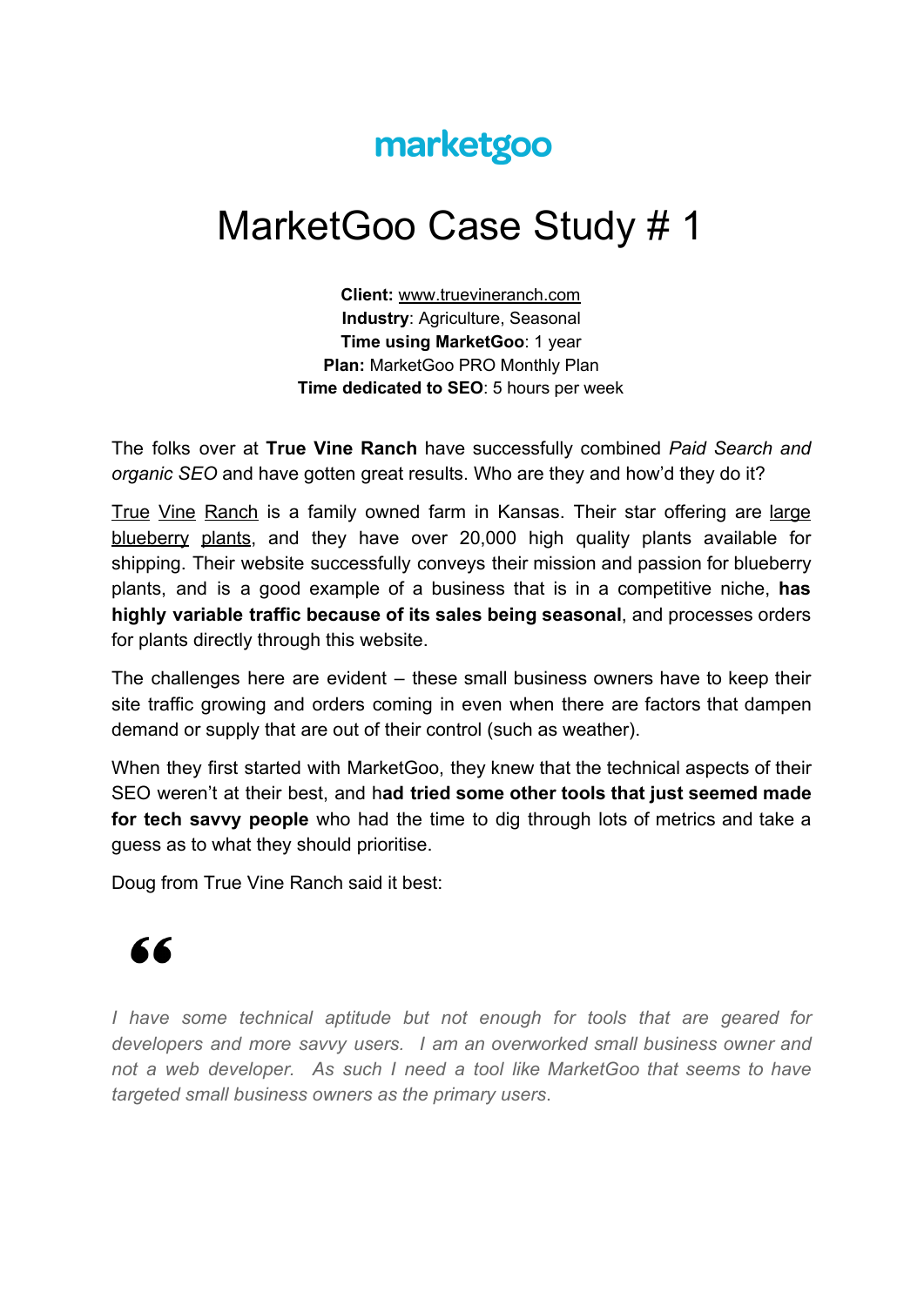marketgoo

# MarketGoo Case Study # 1

**Client:** www.truevineranch.com
**Industry**: Agriculture, Seasonal
**Time using MarketGoo**: 1 year
**Plan:** MarketGoo PRO Monthly Plan
**Time dedicated to SEO**: 5 hours per week

The folks over at **True Vine Ranch** have successfully combined *Paid Search and organic SEO* and have gotten great results. Who are they and how'd they do it?

True Vine Ranch is a family owned farm in Kansas. Their star offering are large blueberry plants, and they have over 20,000 high quality plants available for shipping. Their website successfully conveys their mission and passion for blueberry plants, and is a good example of a business that is in a competitive niche, **has highly variable traffic because of its sales being seasonal**, and processes orders for plants directly through this website.

The challenges here are evident – these small business owners have to keep their site traffic growing and orders coming in even when there are factors that dampen demand or supply that are out of their control (such as weather).

When they first started with MarketGoo, they knew that the technical aspects of their SEO weren't at their best, and h**ad tried some other tools that just seemed made for tech savvy people** who had the time to dig through lots of metrics and take a guess as to what they should prioritise.

Doug from True Vine Ranch said it best:

> *I have some technical aptitude but not enough for tools that are geared for developers and more savvy users. I am an overworked small business owner and not a web developer. As such I need a tool like MarketGoo that seems to have targeted small business owners as the primary users.*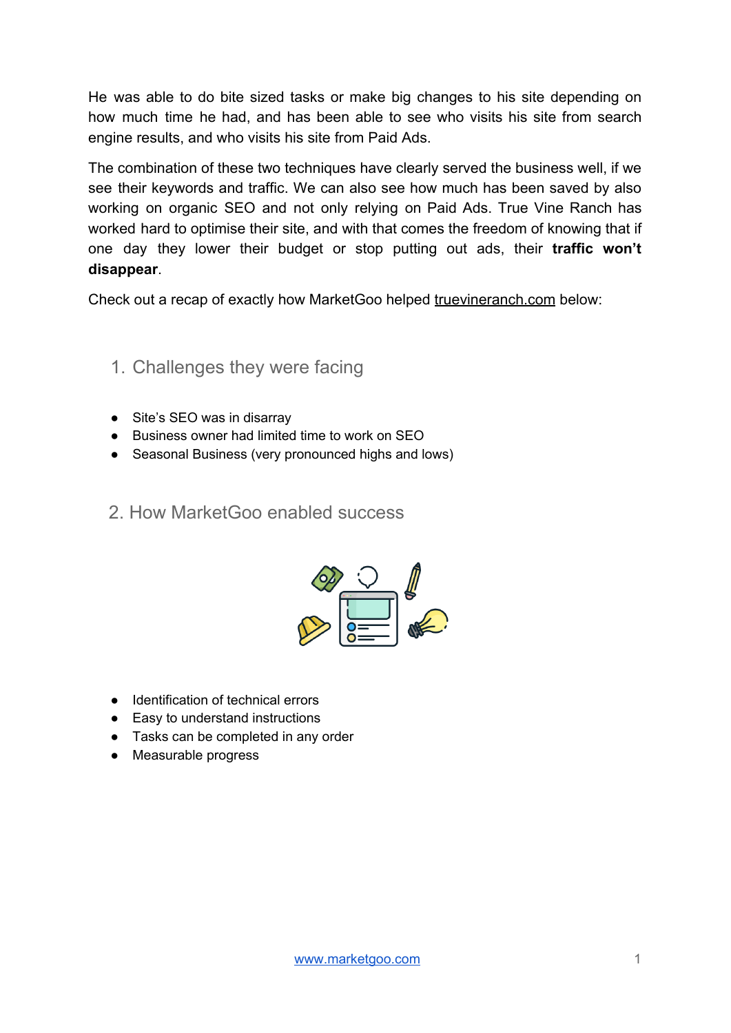He was able to do bite sized tasks or make big changes to his site depending on how much time he had, and has been able to see who visits his site from search engine results, and who visits his site from Paid Ads.

The combination of these two techniques have clearly served the business well, if we see their keywords and traffic. We can also see how much has been saved by also working on organic SEO and not only relying on Paid Ads. True Vine Ranch has worked hard to optimise their site, and with that comes the freedom of knowing that if one day they lower their budget or stop putting out ads, their **traffic won't disappear**.

Check out a recap of exactly how MarketGoo helped truevineranch.com below:

## 1. Challenges they were facing

- Site's SEO was in disarray
- Business owner had limited time to work on SEO
- Seasonal Business (very pronounced highs and lows)

## 2. How MarketGoo enabled success

- Identification of technical errors
- Easy to understand instructions
- Tasks can be completed in any order
- Measurable progress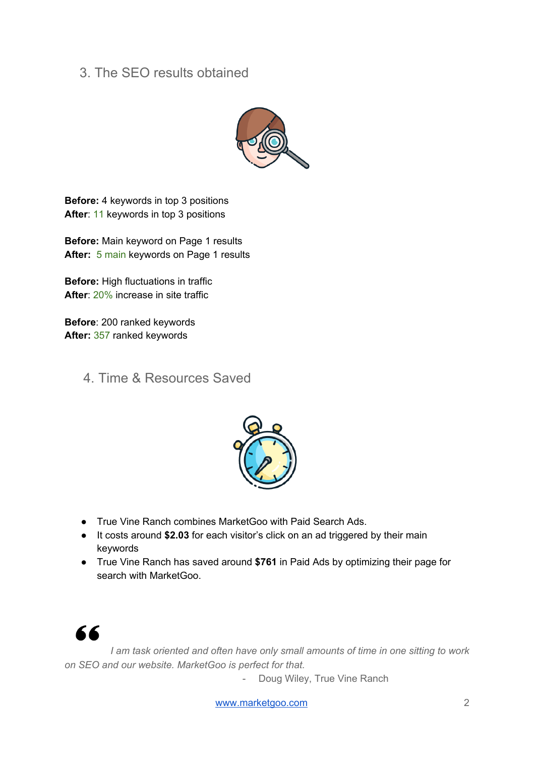## 3. The SEO results obtained

**Before:** 4 keywords in top 3 positions
**After**: 11 keywords in top 3 positions

**Before:** Main keyword on Page 1 results
**After:** 5 main keywords on Page 1 results

**Before:** High fluctuations in traffic
**After**: 20% increase in site traffic

**Before**: 200 ranked keywords
**After:** 357 ranked keywords

## 4. Time & Resources Saved

- True Vine Ranch combines MarketGoo with Paid Search Ads.
- It costs around **$2.03** for each visitor's click on an ad triggered by their main keywords
- True Vine Ranch has saved around **$761** in Paid Ads by optimizing their page for search with MarketGoo.

> *I am task oriented and often have only small amounts of time in one sitting to work on SEO and our website. MarketGoo is perfect for that.*
>
> \- Doug Wiley, True Vine Ranch

www.marketgoo.com